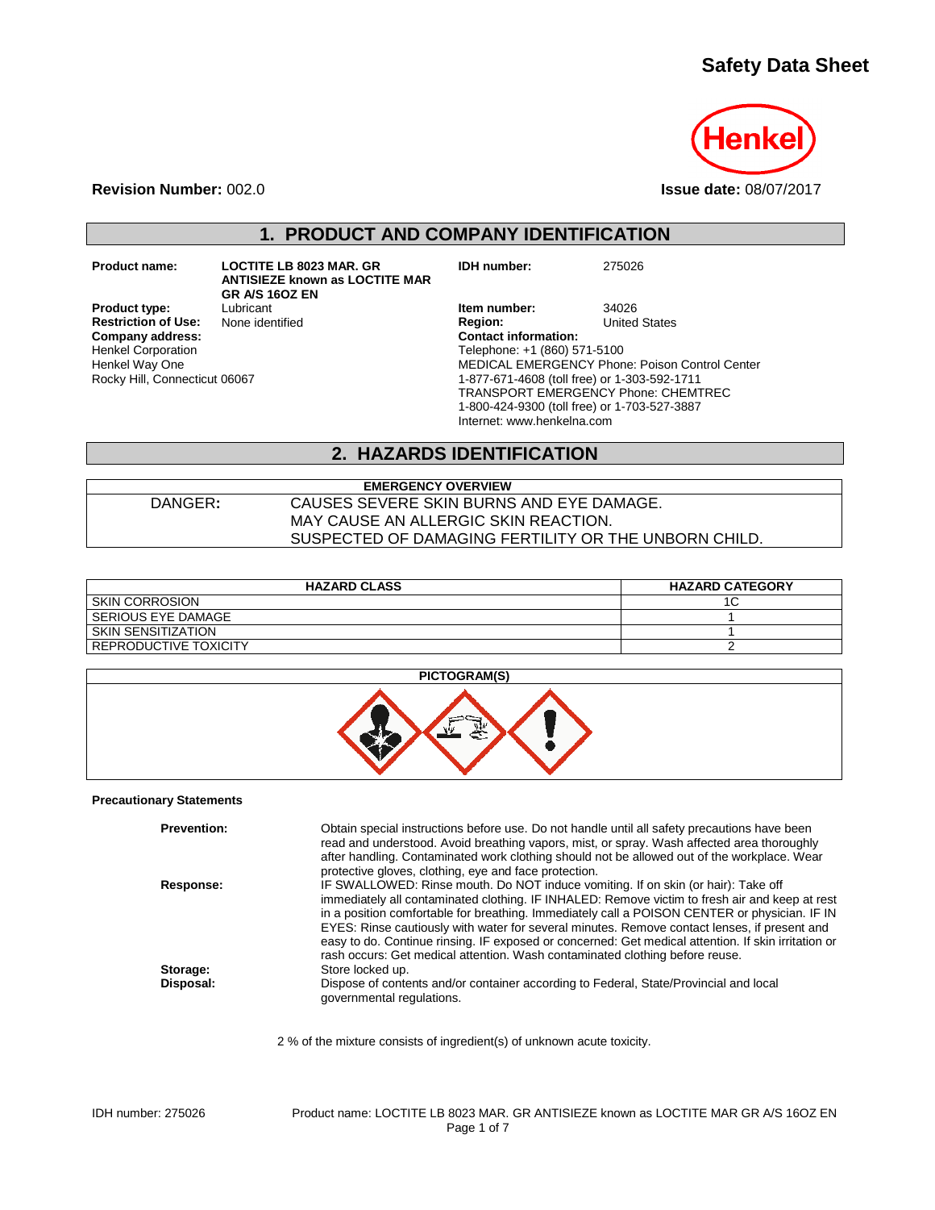# Safety Data Sheet

**Revision Number:** 002.0

**Issue date:** 08/07/2017

## 1. PRODUCT AND COMPANY IDENTIFICATION

**Product name:** LOCTITE LB 8023 MAR. GR ANTISIEZE known as LOCTITE MAR GR A/S 16OZ EN

**Product type:** Lubricant

**Restriction of Use:** None identified

**Company address:**
Henkel Corporation
Henkel Way One
Rocky Hill, Connecticut 06067

**IDH number:** 275026

**Item number:** 34026

**Region:** United States

**Contact information:**
Telephone: +1 (860) 571-5100
MEDICAL EMERGENCY Phone: Poison Control Center
1-877-671-4608 (toll free) or 1-303-592-1711
TRANSPORT EMERGENCY Phone: CHEMTREC
1-800-424-9300 (toll free) or 1-703-527-3887
Internet: www.henkelna.com

## 2. HAZARDS IDENTIFICATION

| EMERGENCY OVERVIEW | |
|---|---|
| DANGER: | CAUSES SEVERE SKIN BURNS AND EYE DAMAGE.<br>MAY CAUSE AN ALLERGIC SKIN REACTION.<br>SUSPECTED OF DAMAGING FERTILITY OR THE UNBORN CHILD. |

| HAZARD CLASS | HAZARD CATEGORY |
|---|---|
| SKIN CORROSION | 1C |
| SERIOUS EYE DAMAGE | 1 |
| SKIN SENSITIZATION | 1 |
| REPRODUCTIVE TOXICITY | 2 |

**PICTOGRAM(S)**

**Precautionary Statements**

**Prevention:** Obtain special instructions before use. Do not handle until all safety precautions have been read and understood. Avoid breathing vapors, mist, or spray. Wash affected area thoroughly after handling. Contaminated work clothing should not be allowed out of the workplace. Wear protective gloves, clothing, eye and face protection.

**Response:** IF SWALLOWED: Rinse mouth. Do NOT induce vomiting. If on skin (or hair): Take off immediately all contaminated clothing. IF INHALED: Remove victim to fresh air and keep at rest in a position comfortable for breathing. Immediately call a POISON CENTER or physician. IF IN EYES: Rinse cautiously with water for several minutes. Remove contact lenses, if present and easy to do. Continue rinsing. IF exposed or concerned: Get medical attention. If skin irritation or rash occurs: Get medical attention. Wash contaminated clothing before reuse.

**Storage:** Store locked up.

**Disposal:** Dispose of contents and/or container according to Federal, State/Provincial and local governmental regulations.

2 % of the mixture consists of ingredient(s) of unknown acute toxicity.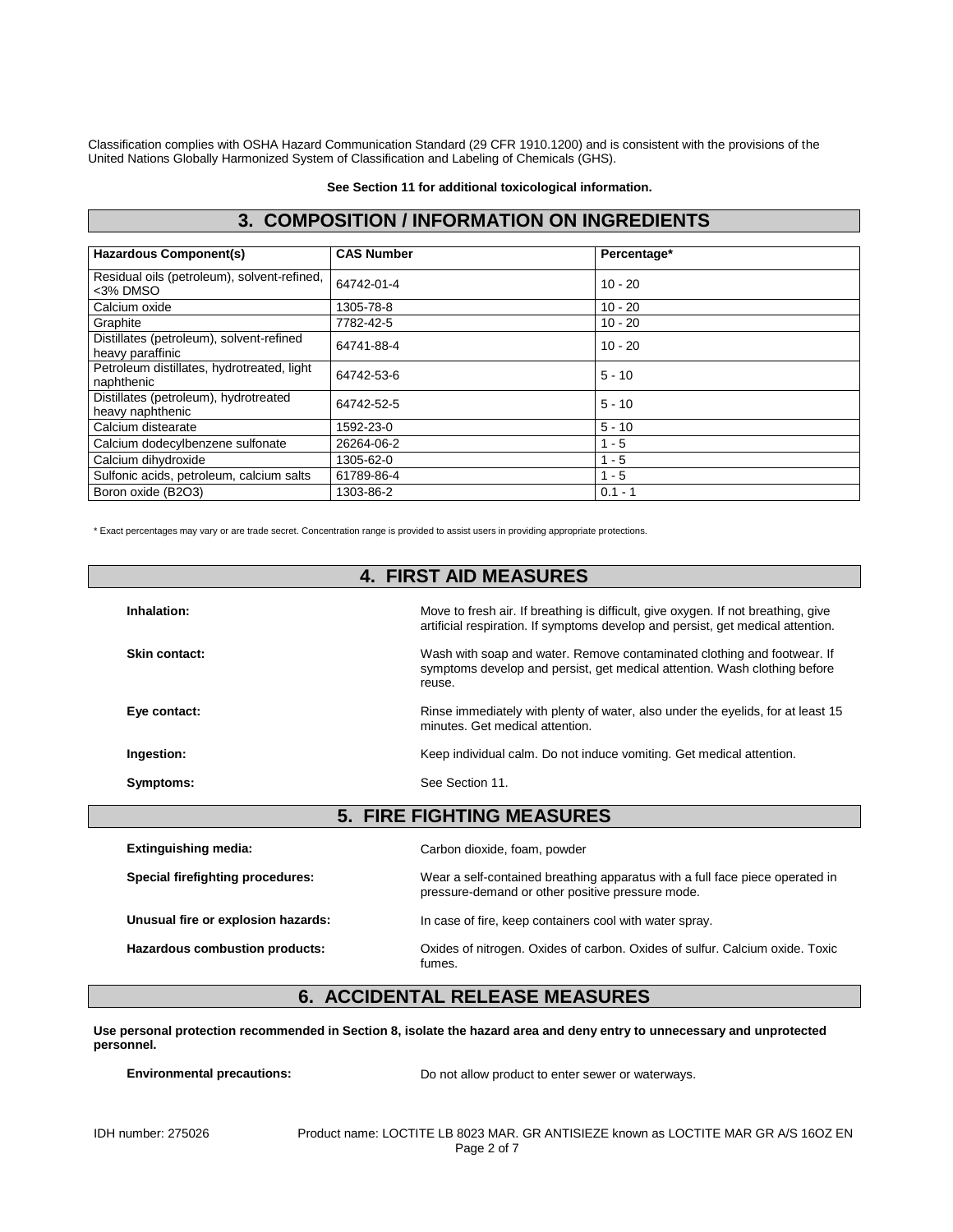Classification complies with OSHA Hazard Communication Standard (29 CFR 1910.1200) and is consistent with the provisions of the United Nations Globally Harmonized System of Classification and Labeling of Chemicals (GHS).

**See Section 11 for additional toxicological information.**

## 3. COMPOSITION / INFORMATION ON INGREDIENTS

| Hazardous Component(s) | CAS Number | Percentage* |
|---|---|---|
| Residual oils (petroleum), solvent-refined, <3% DMSO | 64742-01-4 | 10 - 20 |
| Calcium oxide | 1305-78-8 | 10 - 20 |
| Graphite | 7782-42-5 | 10 - 20 |
| Distillates (petroleum), solvent-refined heavy paraffinic | 64741-88-4 | 10 - 20 |
| Petroleum distillates, hydrotreated, light naphthenic | 64742-53-6 | 5 - 10 |
| Distillates (petroleum), hydrotreated heavy naphthenic | 64742-52-5 | 5 - 10 |
| Calcium distearate | 1592-23-0 | 5 - 10 |
| Calcium dodecylbenzene sulfonate | 26264-06-2 | 1 - 5 |
| Calcium dihydroxide | 1305-62-0 | 1 - 5 |
| Sulfonic acids, petroleum, calcium salts | 61789-86-4 | 1 - 5 |
| Boron oxide ($B_2O_3$) | 1303-86-2 | 0.1 - 1 |

\* Exact percentages may vary or are trade secret. Concentration range is provided to assist users in providing appropriate protections.

## 4. FIRST AID MEASURES

**Inhalation:** Move to fresh air. If breathing is difficult, give oxygen. If not breathing, give artificial respiration. If symptoms develop and persist, get medical attention.

**Skin contact:** Wash with soap and water. Remove contaminated clothing and footwear. If symptoms develop and persist, get medical attention. Wash clothing before reuse.

**Eye contact:** Rinse immediately with plenty of water, also under the eyelids, for at least 15 minutes. Get medical attention.

**Ingestion:** Keep individual calm. Do not induce vomiting. Get medical attention.

**Symptoms:** See Section 11.

## 5. FIRE FIGHTING MEASURES

**Extinguishing media:** Carbon dioxide, foam, powder

**Special firefighting procedures:** Wear a self-contained breathing apparatus with a full face piece operated in pressure-demand or other positive pressure mode.

**Unusual fire or explosion hazards:** In case of fire, keep containers cool with water spray.

**Hazardous combustion products:** Oxides of nitrogen. Oxides of carbon. Oxides of sulfur. Calcium oxide. Toxic fumes.

## 6. ACCIDENTAL RELEASE MEASURES

**Use personal protection recommended in Section 8, isolate the hazard area and deny entry to unnecessary and unprotected personnel.**

**Environmental precautions:** Do not allow product to enter sewer or waterways.

IDH number: 275026 Product name: LOCTITE LB 8023 MAR. GR ANTISIEZE known as LOCTITE MAR GR A/S 16OZ EN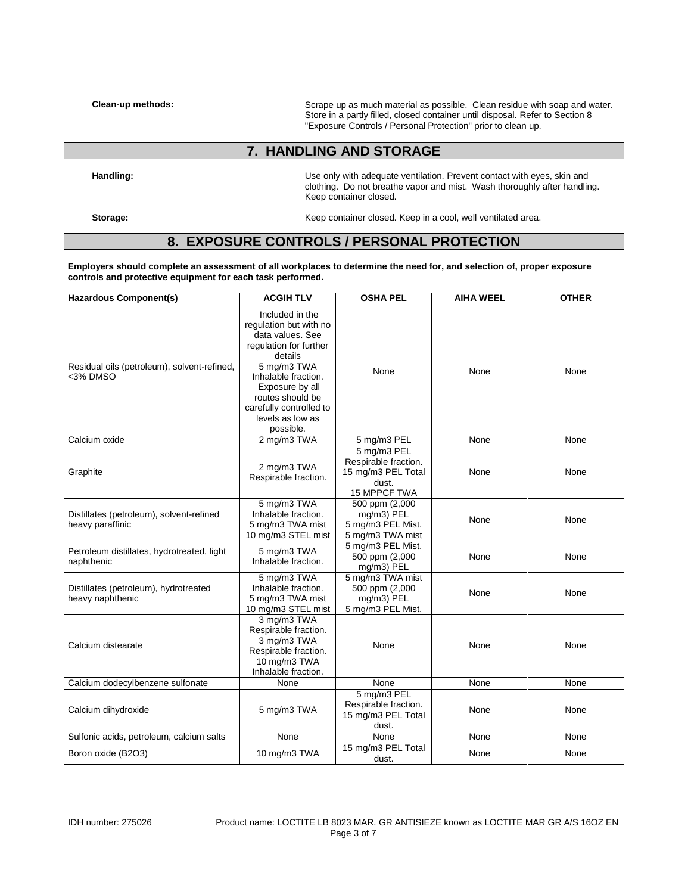**Clean-up methods:** Scrape up as much material as possible. Clean residue with soap and water. Store in a partly filled, closed container until disposal. Refer to Section 8 "Exposure Controls / Personal Protection" prior to clean up.

## 7. HANDLING AND STORAGE

**Handling:** Use only with adequate ventilation. Prevent contact with eyes, skin and clothing. Do not breathe vapor and mist. Wash thoroughly after handling. Keep container closed.

**Storage:** Keep container closed. Keep in a cool, well ventilated area.

## 8. EXPOSURE CONTROLS / PERSONAL PROTECTION

**Employers should complete an assessment of all workplaces to determine the need for, and selection of, proper exposure controls and protective equipment for each task performed.**

| Hazardous Component(s) | ACGIH TLV | OSHA PEL | AIHA WEEL | OTHER |
|---|---|---|---|---|
| Residual oils (petroleum), solvent-refined, <3% DMSO | Included in the regulation but with no data values. See regulation for further details<br>5 mg/m3 TWA Inhalable fraction.<br>Exposure by all routes should be carefully controlled to levels as low as possible. | None | None | None |
| Calcium oxide | 2 mg/m3 TWA | 5 mg/m3 PEL | None | None |
| Graphite | 2 mg/m3 TWA Respirable fraction. | 5 mg/m3 PEL Respirable fraction.<br>15 mg/m3 PEL Total dust.<br>15 MPPCF TWA | None | None |
| Distillates (petroleum), solvent-refined heavy paraffinic | 5 mg/m3 TWA Inhalable fraction.<br>5 mg/m3 TWA mist<br>10 mg/m3 STEL mist | 500 ppm (2,000 mg/m3) PEL<br>5 mg/m3 PEL Mist.<br>5 mg/m3 TWA mist | None | None |
| Petroleum distillates, hydrotreated, light naphthenic | 5 mg/m3 TWA Inhalable fraction. | 5 mg/m3 PEL Mist.<br>500 ppm (2,000 mg/m3) PEL | None | None |
| Distillates (petroleum), hydrotreated heavy naphthenic | 5 mg/m3 TWA Inhalable fraction.<br>5 mg/m3 TWA mist<br>10 mg/m3 STEL mist | 5 mg/m3 TWA mist<br>500 ppm (2,000 mg/m3) PEL<br>5 mg/m3 PEL Mist. | None | None |
| Calcium distearate | 3 mg/m3 TWA Respirable fraction.<br>3 mg/m3 TWA Respirable fraction.<br>10 mg/m3 TWA Inhalable fraction. | None | None | None |
| Calcium dodecylbenzene sulfonate | None | None | None | None |
| Calcium dihydroxide | 5 mg/m3 TWA | 5 mg/m3 PEL Respirable fraction.<br>15 mg/m3 PEL Total dust. | None | None |
| Sulfonic acids, petroleum, calcium salts | None | None | None | None |
| Boron oxide (B2O3) | 10 mg/m3 TWA | 15 mg/m3 PEL Total dust. | None | None |

IDH number: 275026 Product name: LOCTITE LB 8023 MAR. GR ANTISIEZE known as LOCTITE MAR GR A/S 16OZ EN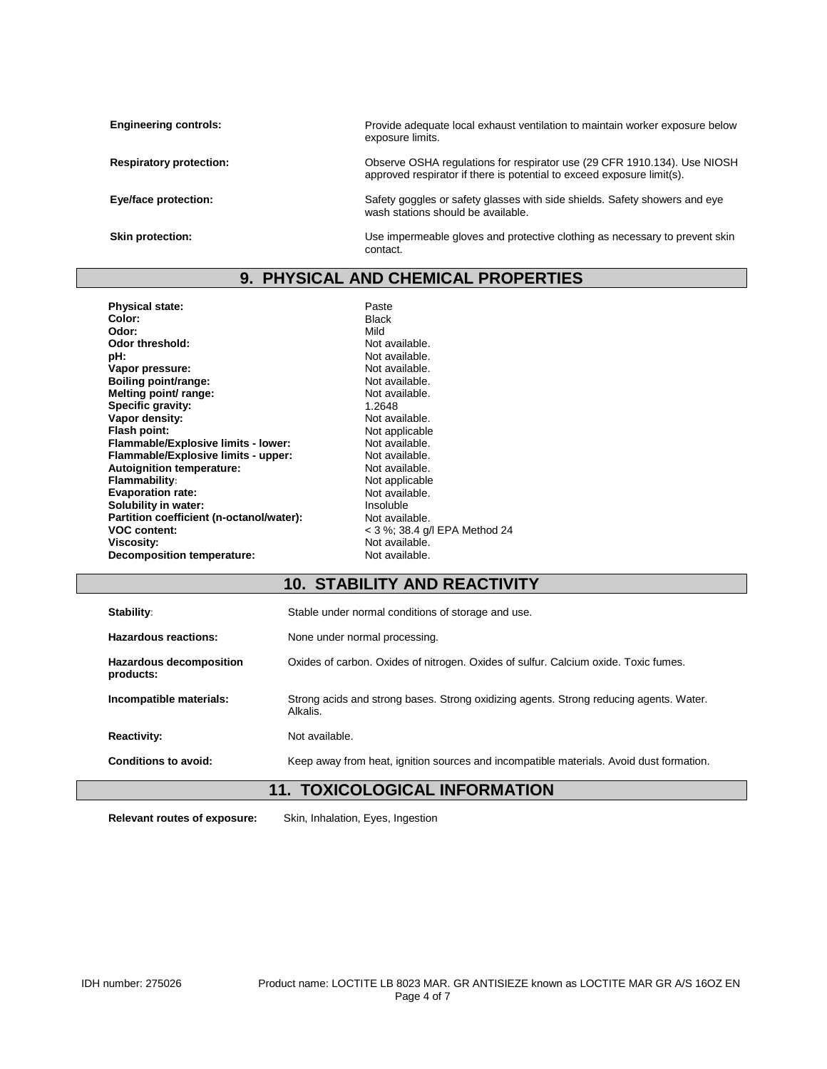**Engineering controls:** Provide adequate local exhaust ventilation to maintain worker exposure below exposure limits.

**Respiratory protection:** Observe OSHA regulations for respirator use (29 CFR 1910.134). Use NIOSH approved respirator if there is potential to exceed exposure limit(s).

**Eye/face protection:** Safety goggles or safety glasses with side shields. Safety showers and eye wash stations should be available.

**Skin protection:** Use impermeable gloves and protective clothing as necessary to prevent skin contact.

## 9. PHYSICAL AND CHEMICAL PROPERTIES

| Property | Value |
|---|---|
| **Physical state:** | Paste |
| **Color:** | Black |
| **Odor:** | Mild |
| **Odor threshold:** | Not available. |
| **pH:** | Not available. |
| **Vapor pressure:** | Not available. |
| **Boiling point/range:** | Not available. |
| **Melting point/ range:** | Not available. |
| **Specific gravity:** | 1.2648 |
| **Vapor density:** | Not available. |
| **Flash point:** | Not applicable |
| **Flammable/Explosive limits - lower:** | Not available. |
| **Flammable/Explosive limits - upper:** | Not available. |
| **Autoignition temperature:** | Not available. |
| **Flammability:** | Not applicable |
| **Evaporation rate:** | Not available. |
| **Solubility in water:** | Insoluble |
| **Partition coefficient (n-octanol/water):** | Not available. |
| **VOC content:** | < 3 %; 38.4 g/l EPA Method 24 |
| **Viscosity:** | Not available. |
| **Decomposition temperature:** | Not available. |

## 10. STABILITY AND REACTIVITY

**Stability:** Stable under normal conditions of storage and use.

**Hazardous reactions:** None under normal processing.

**Hazardous decomposition products:** Oxides of carbon. Oxides of nitrogen. Oxides of sulfur. Calcium oxide. Toxic fumes.

**Incompatible materials:** Strong acids and strong bases. Strong oxidizing agents. Strong reducing agents. Water. Alkalis.

**Reactivity:** Not available.

**Conditions to avoid:** Keep away from heat, ignition sources and incompatible materials. Avoid dust formation.

## 11. TOXICOLOGICAL INFORMATION

**Relevant routes of exposure:** Skin, Inhalation, Eyes, Ingestion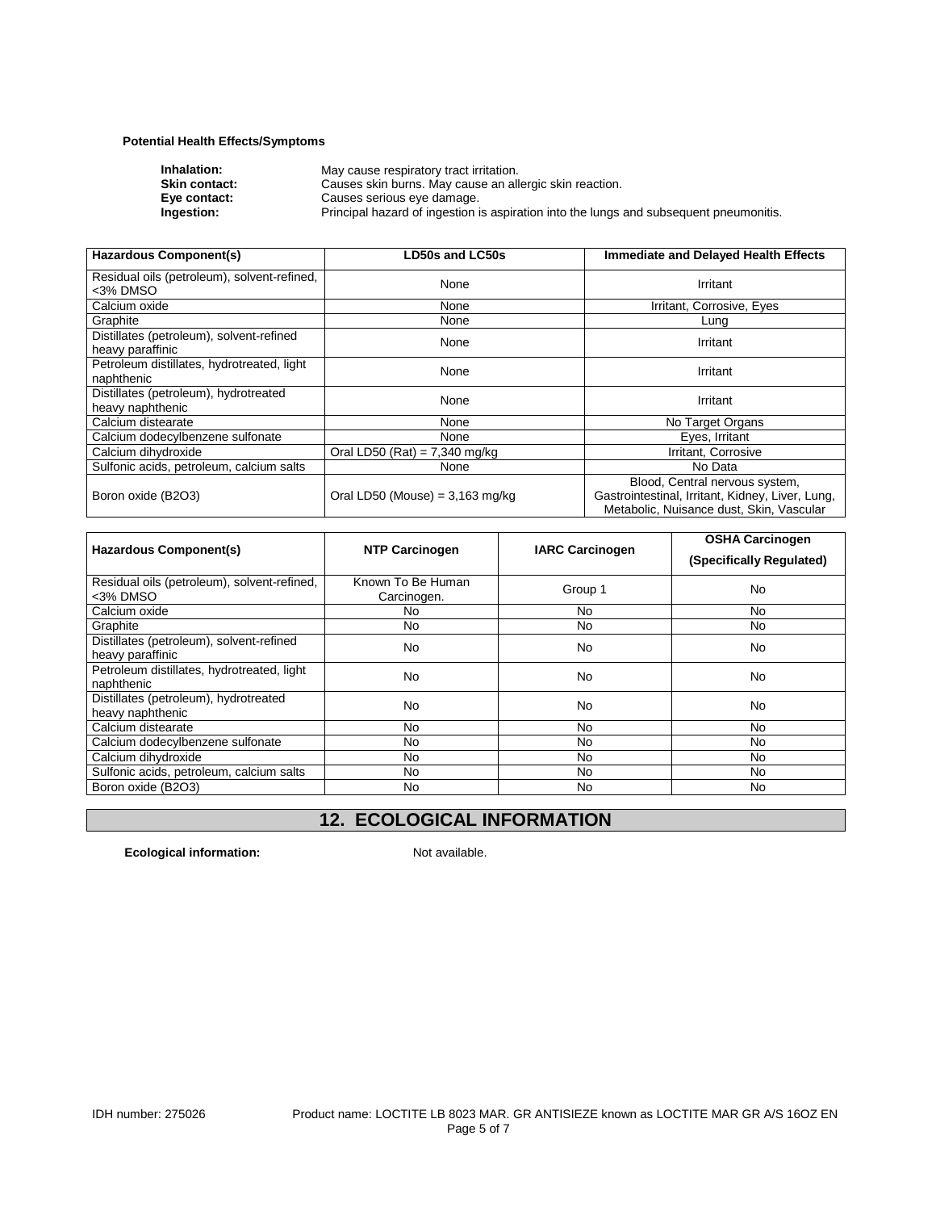**Potential Health Effects/Symptoms**

| | |
|---|---|
| **Inhalation:** | May cause respiratory tract irritation. |
| **Skin contact:** | Causes skin burns. May cause an allergic skin reaction. |
| **Eye contact:** | Causes serious eye damage. |
| **Ingestion:** | Principal hazard of ingestion is aspiration into the lungs and subsequent pneumonitis. |

| Hazardous Component(s) | LD50s and LC50s | Immediate and Delayed Health Effects |
|---|---|---|
| Residual oils (petroleum), solvent-refined, <3% DMSO | None | Irritant |
| Calcium oxide | None | Irritant, Corrosive, Eyes |
| Graphite | None | Lung |
| Distillates (petroleum), solvent-refined heavy paraffinic | None | Irritant |
| Petroleum distillates, hydrotreated, light naphthenic | None | Irritant |
| Distillates (petroleum), hydrotreated heavy naphthenic | None | Irritant |
| Calcium distearate | None | No Target Organs |
| Calcium dodecylbenzene sulfonate | None | Eyes, Irritant |
| Calcium dihydroxide | Oral LD50 (Rat) = 7,340 mg/kg | Irritant, Corrosive |
| Sulfonic acids, petroleum, calcium salts | None | No Data |
| Boron oxide (B2O3) | Oral LD50 (Mouse) = 3,163 mg/kg | Blood, Central nervous system, Gastrointestinal, Irritant, Kidney, Liver, Lung, Metabolic, Nuisance dust, Skin, Vascular |

| Hazardous Component(s) | NTP Carcinogen | IARC Carcinogen | OSHA Carcinogen (Specifically Regulated) |
|---|---|---|---|
| Residual oils (petroleum), solvent-refined, <3% DMSO | Known To Be Human Carcinogen. | Group 1 | No |
| Calcium oxide | No | No | No |
| Graphite | No | No | No |
| Distillates (petroleum), solvent-refined heavy paraffinic | No | No | No |
| Petroleum distillates, hydrotreated, light naphthenic | No | No | No |
| Distillates (petroleum), hydrotreated heavy naphthenic | No | No | No |
| Calcium distearate | No | No | No |
| Calcium dodecylbenzene sulfonate | No | No | No |
| Calcium dihydroxide | No | No | No |
| Sulfonic acids, petroleum, calcium salts | No | No | No |
| Boron oxide (B2O3) | No | No | No |

## 12. ECOLOGICAL INFORMATION

**Ecological information:** Not available.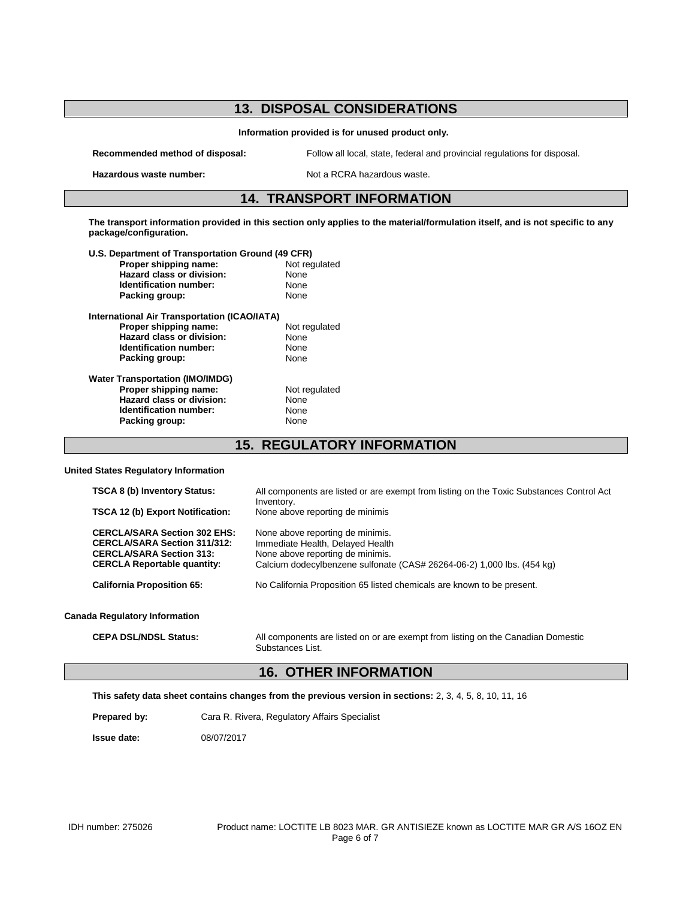## 13. DISPOSAL CONSIDERATIONS

**Information provided is for unused product only.**

| | |
|---|---|
| **Recommended method of disposal:** | Follow all local, state, federal and provincial regulations for disposal. |
| **Hazardous waste number:** | Not a RCRA hazardous waste. |

## 14. TRANSPORT INFORMATION

**The transport information provided in this section only applies to the material/formulation itself, and is not specific to any package/configuration.**

**U.S. Department of Transportation Ground (49 CFR)**

| | |
|---|---|
| **Proper shipping name:** | Not regulated |
| **Hazard class or division:** | None |
| **Identification number:** | None |
| **Packing group:** | None |

**International Air Transportation (ICAO/IATA)**

| | |
|---|---|
| **Proper shipping name:** | Not regulated |
| **Hazard class or division:** | None |
| **Identification number:** | None |
| **Packing group:** | None |

**Water Transportation (IMO/IMDG)**

| | |
|---|---|
| **Proper shipping name:** | Not regulated |
| **Hazard class or division:** | None |
| **Identification number:** | None |
| **Packing group:** | None |

## 15. REGULATORY INFORMATION

**United States Regulatory Information**

| | |
|---|---|
| **TSCA 8 (b) Inventory Status:** | All components are listed or are exempt from listing on the Toxic Substances Control Act Inventory. |
| **TSCA 12 (b) Export Notification:** | None above reporting de minimis |
| **CERCLA/SARA Section 302 EHS:** | None above reporting de minimis. |
| **CERCLA/SARA Section 311/312:** | Immediate Health, Delayed Health |
| **CERCLA/SARA Section 313:** | None above reporting de minimis. |
| **CERCLA Reportable quantity:** | Calcium dodecylbenzene sulfonate (CAS# 26264-06-2) 1,000 lbs. (454 kg) |
| **California Proposition 65:** | No California Proposition 65 listed chemicals are known to be present. |

**Canada Regulatory Information**

| | |
|---|---|
| **CEPA DSL/NDSL Status:** | All components are listed on or are exempt from listing on the Canadian Domestic Substances List. |

## 16. OTHER INFORMATION

**This safety data sheet contains changes from the previous version in sections:** 2, 3, 4, 5, 8, 10, 11, 16

**Prepared by:** Cara R. Rivera, Regulatory Affairs Specialist

**Issue date:** 08/07/2017

IDH number: 275026 Product name: LOCTITE LB 8023 MAR. GR ANTISIEZE known as LOCTITE MAR GR A/S 16OZ EN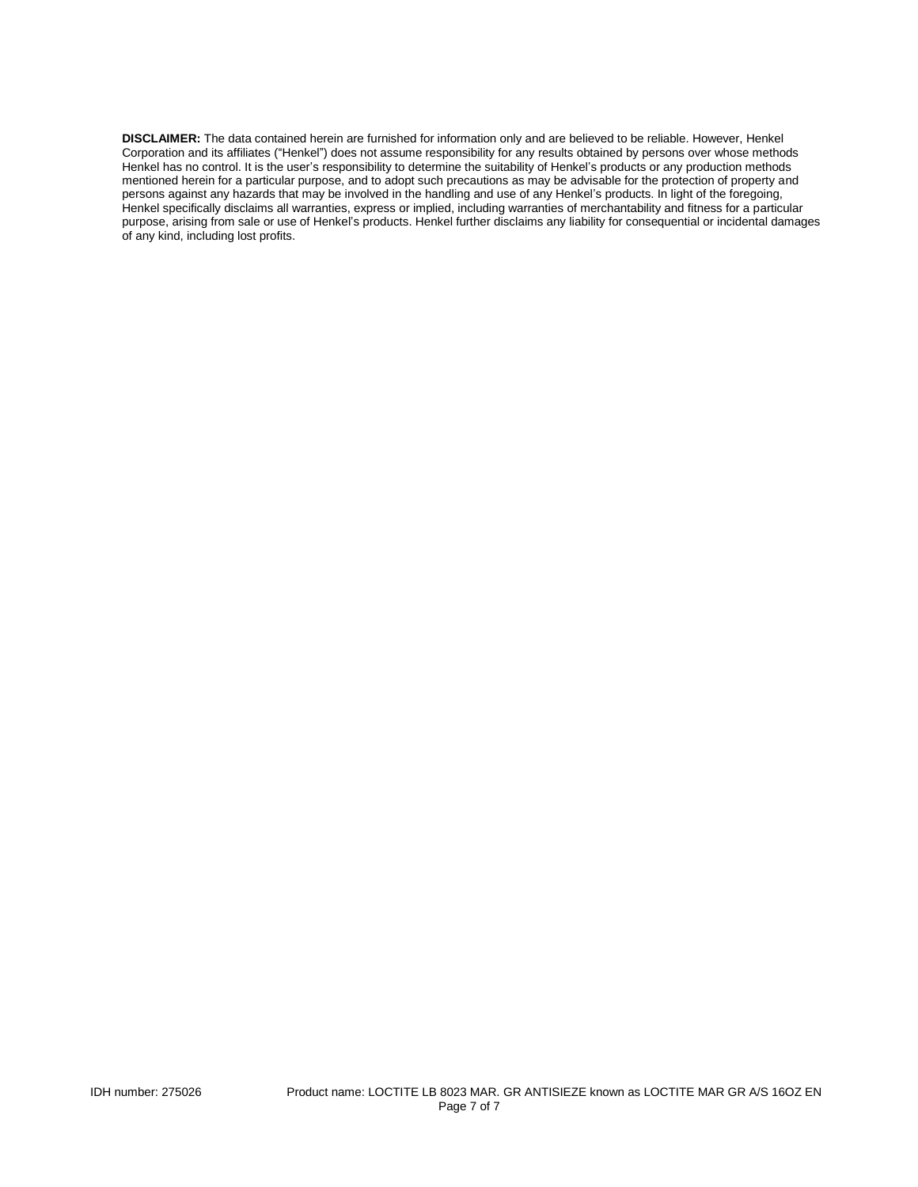**DISCLAIMER:** The data contained herein are furnished for information only and are believed to be reliable. However, Henkel Corporation and its affiliates ("Henkel") does not assume responsibility for any results obtained by persons over whose methods Henkel has no control. It is the user's responsibility to determine the suitability of Henkel's products or any production methods mentioned herein for a particular purpose, and to adopt such precautions as may be advisable for the protection of property and persons against any hazards that may be involved in the handling and use of any Henkel's products. In light of the foregoing, Henkel specifically disclaims all warranties, express or implied, including warranties of merchantability and fitness for a particular purpose, arising from sale or use of Henkel's products. Henkel further disclaims any liability for consequential or incidental damages of any kind, including lost profits.